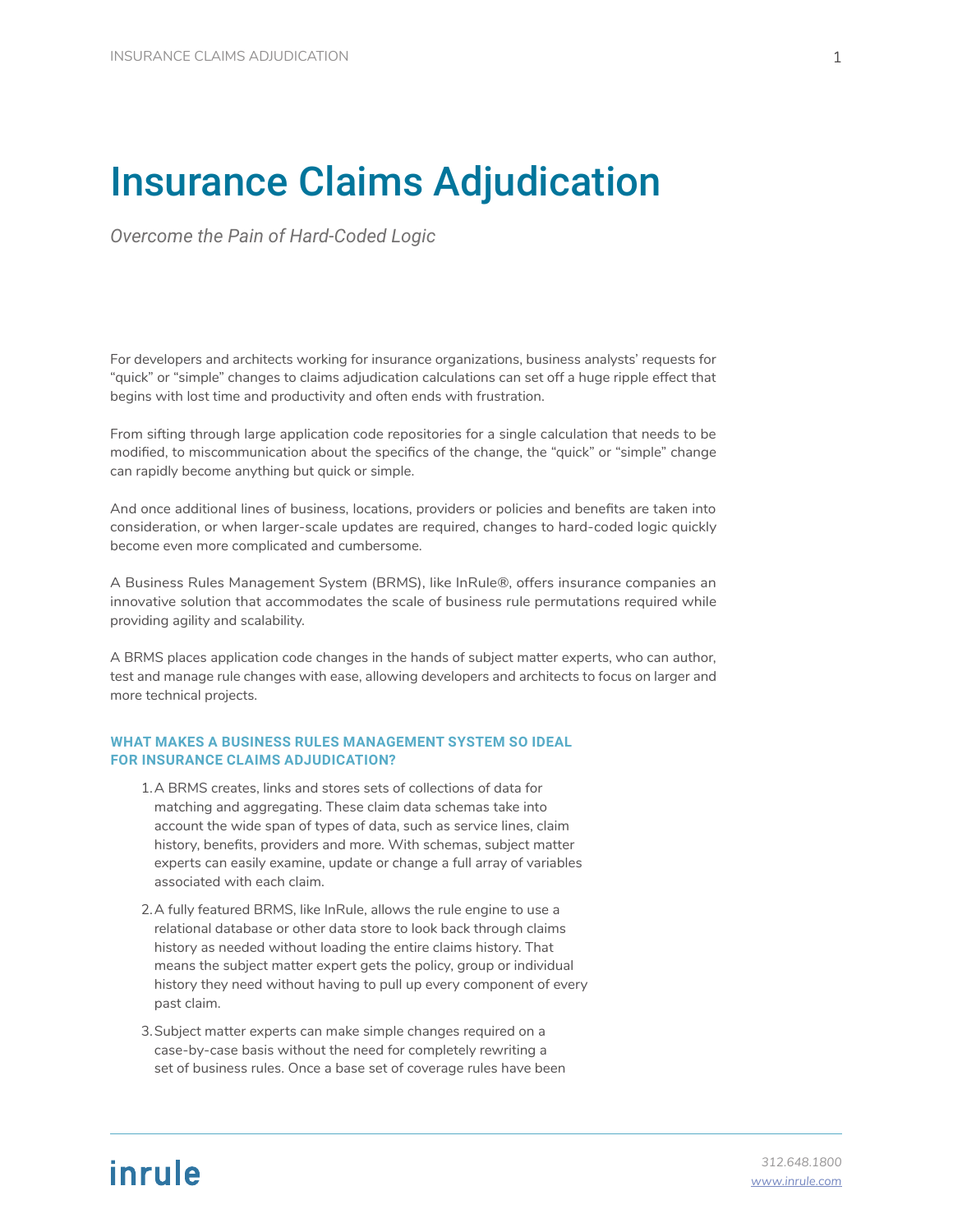# Insurance Claims Adjudication

*Overcome the Pain of Hard-Coded Logic*

For developers and architects working for insurance organizations, business analysts' requests for "quick" or "simple" changes to claims adjudication calculations can set off a huge ripple effect that begins with lost time and productivity and often ends with frustration.

From sifting through large application code repositories for a single calculation that needs to be modified, to miscommunication about the specifics of the change, the "quick" or "simple" change can rapidly become anything but quick or simple.

And once additional lines of business, locations, providers or policies and benefits are taken into consideration, or when larger-scale updates are required, changes to hard-coded logic quickly become even more complicated and cumbersome.

A Business Rules Management System (BRMS), like InRule®, offers insurance companies an innovative solution that accommodates the scale of business rule permutations required while providing agility and scalability.

A BRMS places application code changes in the hands of subject matter experts, who can author, test and manage rule changes with ease, allowing developers and architects to focus on larger and more technical projects.

### WHAT MAKES A BUSINESS RULES MANAGEMENT SYSTEM SO IDEAL FOR INSURANCE CLAIMS ADJUDICATION?

1. A BRMS creates, links and stores sets of collections of data for matching and aggregating. These claim data schemas take into account the wide span of types of data, such as service lines, claim history, benefits, providers and more. With schemas, subject matter experts can easily examine, update or change a full array of variables associated with each claim.
2. A fully featured BRMS, like InRule, allows the rule engine to use a relational database or other data store to look back through claims history as needed without loading the entire claims history. That means the subject matter expert gets the policy, group or individual history they need without having to pull up every component of every past claim.
3. Subject matter experts can make simple changes required on a case-by-case basis without the need for completely rewriting a set of business rules. Once a base set of coverage rules have been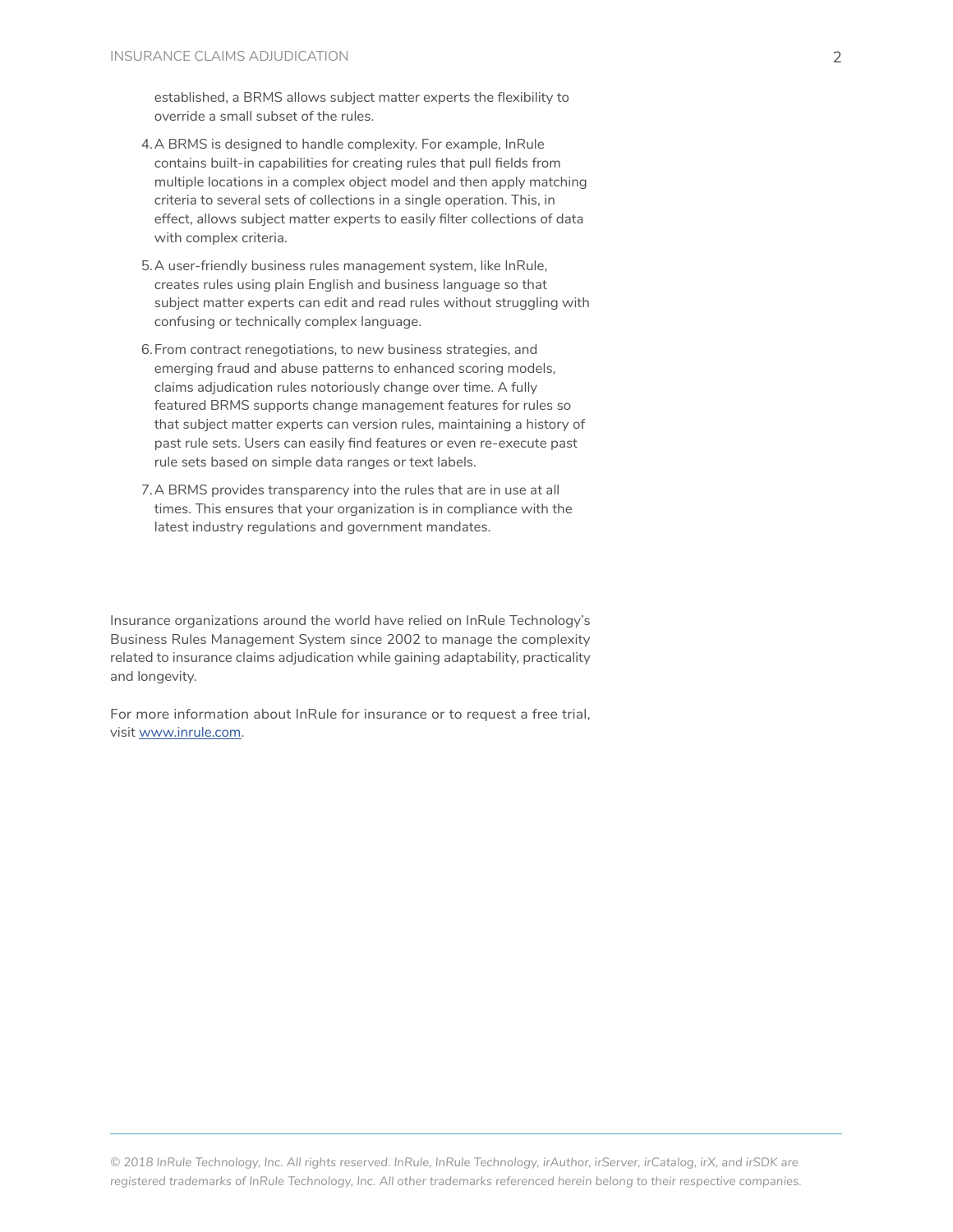established, a BRMS allows subject matter experts the flexibility to override a small subset of the rules.

4. A BRMS is designed to handle complexity. For example, InRule contains built-in capabilities for creating rules that pull fields from multiple locations in a complex object model and then apply matching criteria to several sets of collections in a single operation. This, in effect, allows subject matter experts to easily filter collections of data with complex criteria.

5. A user-friendly business rules management system, like InRule, creates rules using plain English and business language so that subject matter experts can edit and read rules without struggling with confusing or technically complex language.

6. From contract renegotiations, to new business strategies, and emerging fraud and abuse patterns to enhanced scoring models, claims adjudication rules notoriously change over time. A fully featured BRMS supports change management features for rules so that subject matter experts can version rules, maintaining a history of past rule sets. Users can easily find features or even re-execute past rule sets based on simple data ranges or text labels.

7. A BRMS provides transparency into the rules that are in use at all times. This ensures that your organization is in compliance with the latest industry regulations and government mandates.

Insurance organizations around the world have relied on InRule Technology's Business Rules Management System since 2002 to manage the complexity related to insurance claims adjudication while gaining adaptability, practicality and longevity.

For more information about InRule for insurance or to request a free trial, visit [www.inrule.com](http://www.inrule.com).

*© 2018 InRule Technology, Inc. All rights reserved. InRule, InRule Technology, irAuthor, irServer, irCatalog, irX, and irSDK are registered trademarks of InRule Technology, Inc. All other trademarks referenced herein belong to their respective companies.*